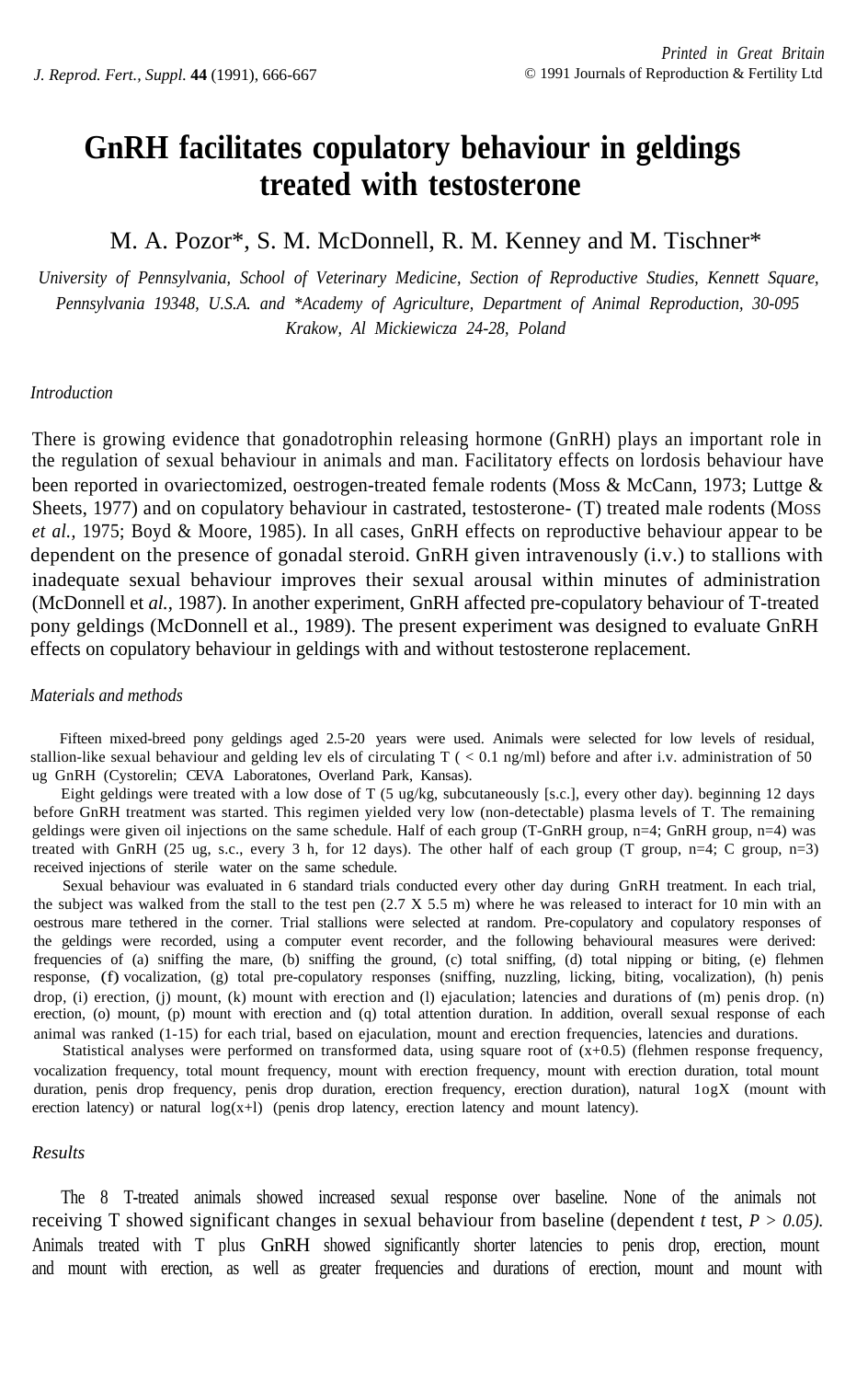# GnRH facilitates copulatory behaviour in geldings treated with testosterone

M. A. Pozor*, S. M. McDonnell, R. M. Kenney and M. Tischner*

*University of Pennsylvania, School of Veterinary Medicine, Section of Reproductive Studies, Kennett Square, Pennsylvania 19348, U.S.A. and \*Academy of Agriculture, Department of Animal Reproduction, 30-095 Krakow, Al Mickiewicza 24-28, Poland*

## *Introduction*

There is growing evidence that gonadotrophin releasing hormone (GnRH) plays an important role in the regulation of sexual behaviour in animals and man. Facilitatory effects on lordosis behaviour have been reported in ovariectomized, oestrogen-treated female rodents (Moss & McCann, 1973; Luttge & Sheets, 1977) and on copulatory behaviour in castrated, testosterone- (T) treated male rodents (Moss *et al.,* 1975; Boyd & Moore, 1985). In all cases, GnRH effects on reproductive behaviour appear to be dependent on the presence of gonadal steroid. GnRH given intravenously (i.v.) to stallions with inadequate sexual behaviour improves their sexual arousal within minutes of administration (McDonnell et *al.,* 1987). In another experiment, GnRH affected pre-copulatory behaviour of T-treated pony geldings (McDonnell et al., 1989). The present experiment was designed to evaluate GnRH effects on copulatory behaviour in geldings with and without testosterone replacement.

## *Materials and methods*

Fifteen mixed-breed pony geldings aged 2.5-20 years were used. Animals were selected for low levels of residual, stallion-like sexual behaviour and gelding lev els of circulating T ( < 0.1 ng/ml) before and after i.v. administration of 50 ug GnRH (Cystorelin; CEVA Laboratones, Overland Park, Kansas).

Eight geldings were treated with a low dose of T (5 ug/kg, subcutaneously [s.c.], every other day). beginning 12 days before GnRH treatment was started. This regimen yielded very low (non-detectable) plasma levels of T. The remaining geldings were given oil injections on the same schedule. Half of each group (T-GnRH group, n=4; GnRH group, n=4) was treated with GnRH (25 ug, s.c., every 3 h, for 12 days). The other half of each group (T group, n=4; C group, n=3) received injections of sterile water on the same schedule.

Sexual behaviour was evaluated in 6 standard trials conducted every other day during GnRH treatment. In each trial, the subject was walked from the stall to the test pen (2.7 X 5.5 m) where he was released to interact for 10 min with an oestrous mare tethered in the corner. Trial stallions were selected at random. Pre-copulatory and copulatory responses of the geldings were recorded, using a computer event recorder, and the following behavioural measures were derived: frequencies of (a) sniffing the mare, (b) sniffing the ground, (c) total sniffing, (d) total nipping or biting, (e) flehmen response, (f) vocalization, (g) total pre-copulatory responses (sniffing, nuzzling, licking, biting, vocalization), (h) penis drop, (i) erection, (j) mount, (k) mount with erection and (l) ejaculation; latencies and durations of (m) penis drop. (n) erection, (o) mount, (p) mount with erection and (q) total attention duration. In addition, overall sexual response of each animal was ranked (1-15) for each trial, based on ejaculation, mount and erection frequencies, latencies and durations.

Statistical analyses were performed on transformed data, using square root of (x+0.5) (flehmen response frequency, vocalization frequency, total mount frequency, mount with erection frequency, mount with erection duration, total mount duration, penis drop frequency, penis drop duration, erection frequency, erection duration), natural 1ogX (mount with erection latency) or natural log(x+l) (penis drop latency, erection latency and mount latency).

## *Results*

The 8 T-treated animals showed increased sexual response over baseline. None of the animals not receiving T showed significant changes in sexual behaviour from baseline (dependent *t* test, $P > 0.05$). Animals treated with T plus GnRH showed significantly shorter latencies to penis drop, erection, mount and mount with erection, as well as greater frequencies and durations of erection, mount and mount with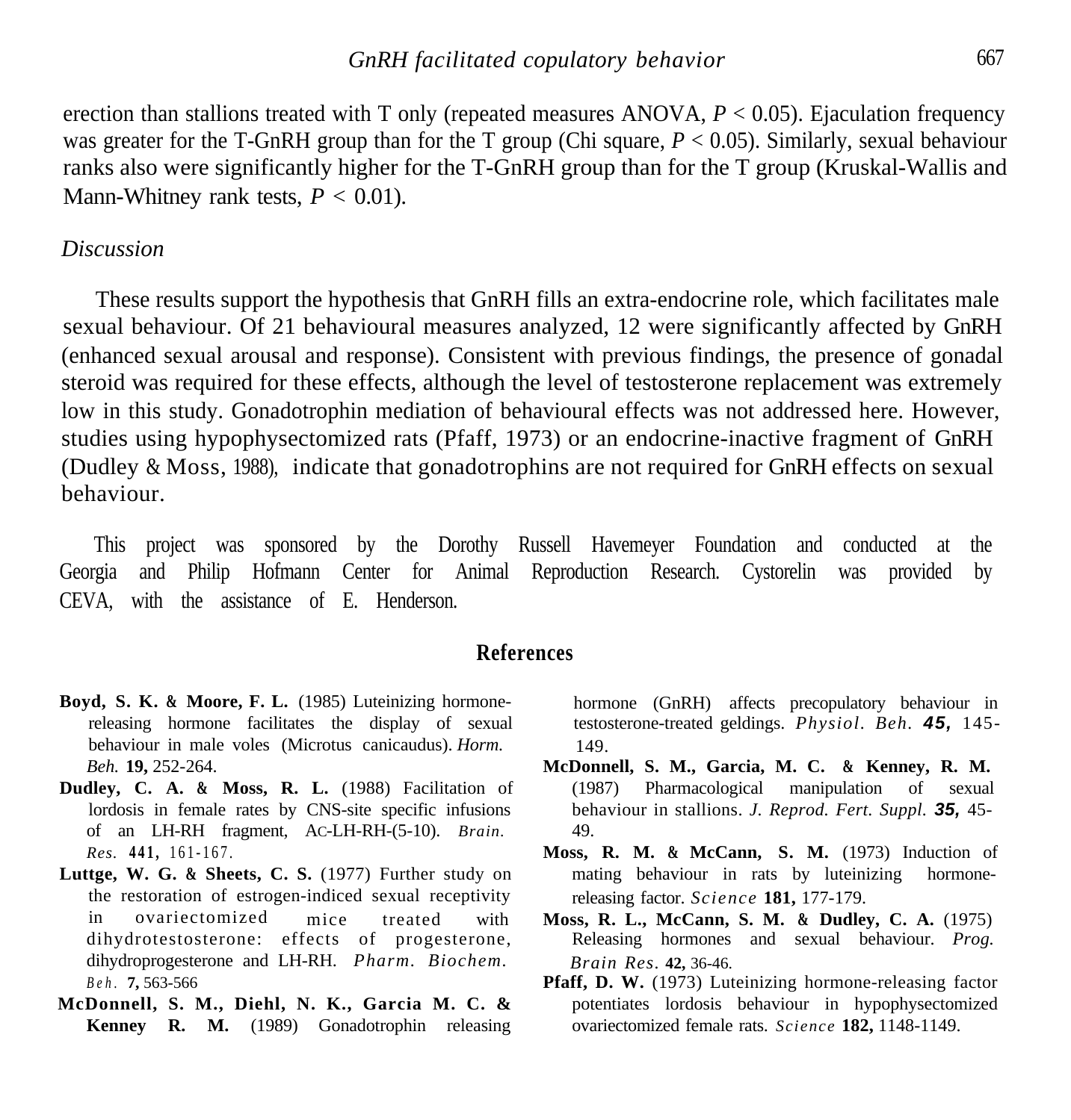erection than stallions treated with T only (repeated measures ANOVA, $P < 0.05$). Ejaculation frequency was greater for the T-GnRH group than for the T group (Chi square, $P < 0.05$). Similarly, sexual behaviour ranks also were significantly higher for the T-GnRH group than for the T group (Kruskal-Wallis and Mann-Whitney rank tests, $P < 0.01$).

## *Discussion*

These results support the hypothesis that GnRH fills an extra-endocrine role, which facilitates male sexual behaviour. Of 21 behavioural measures analyzed, 12 were significantly affected by GnRH (enhanced sexual arousal and response). Consistent with previous findings, the presence of gonadal steroid was required for these effects, although the level of testosterone replacement was extremely low in this study. Gonadotrophin mediation of behavioural effects was not addressed here. However, studies using hypophysectomized rats (Pfaff, 1973) or an endocrine-inactive fragment of GnRH (Dudley & Moss, 1988), indicate that gonadotrophins are not required for GnRH effects on sexual behaviour.

This project was sponsored by the Dorothy Russell Havemeyer Foundation and conducted at the Georgia and Philip Hofmann Center for Animal Reproduction Research. Cystorelin was provided by CEVA, with the assistance of E. Henderson.

## References

**Boyd, S. K. & Moore, F. L.** (1985) Luteinizing hormone-releasing hormone facilitates the display of sexual behaviour in male voles (Microtus canicaudus). *Horm. Beh.* **19,** 252-264.

**Dudley, C. A. & Moss, R. L.** (1988) Facilitation of lordosis in female rates by CNS-site specific infusions of an LH-RH fragment, AC-LH-RH-(5-10). *Brain. Res.* **441,** 161-167.

**Luttge, W. G. & Sheets, C. S.** (1977) Further study on the restoration of estrogen-indiced sexual receptivity in ovariectomized mice treated with dihydrotestosterone: effects of progesterone, dihydroprogesterone and LH-RH. *Pharm. Biochem. Beh.* **7,** 563-566

**McDonnell, S. M., Diehl, N. K., Garcia M. C. & Kenney R. M.** (1989) Gonadotrophin releasing hormone (GnRH) affects precopulatory behaviour in testosterone-treated geldings. *Physiol. Beh.* ***45,*** 145-149.

**McDonnell, S. M., Garcia, M. C. & Kenney, R. M.** (1987) Pharmacological manipulation of sexual behaviour in stallions. *J. Reprod. Fert. Suppl.* ***35,*** 45-49.

**Moss, R. M. & McCann, S. M.** (1973) Induction of mating behaviour in rats by luteinizing hormone-releasing factor. *Science* **181,** 177-179.

**Moss, R. L., McCann, S. M. & Dudley, C. A.** (1975) Releasing hormones and sexual behaviour. *Prog. Brain Res.* **42,** 36-46.

**Pfaff, D. W.** (1973) Luteinizing hormone-releasing factor potentiates lordosis behaviour in hypophysectomized ovariectomized female rats. *Science* **182,** 1148-1149.